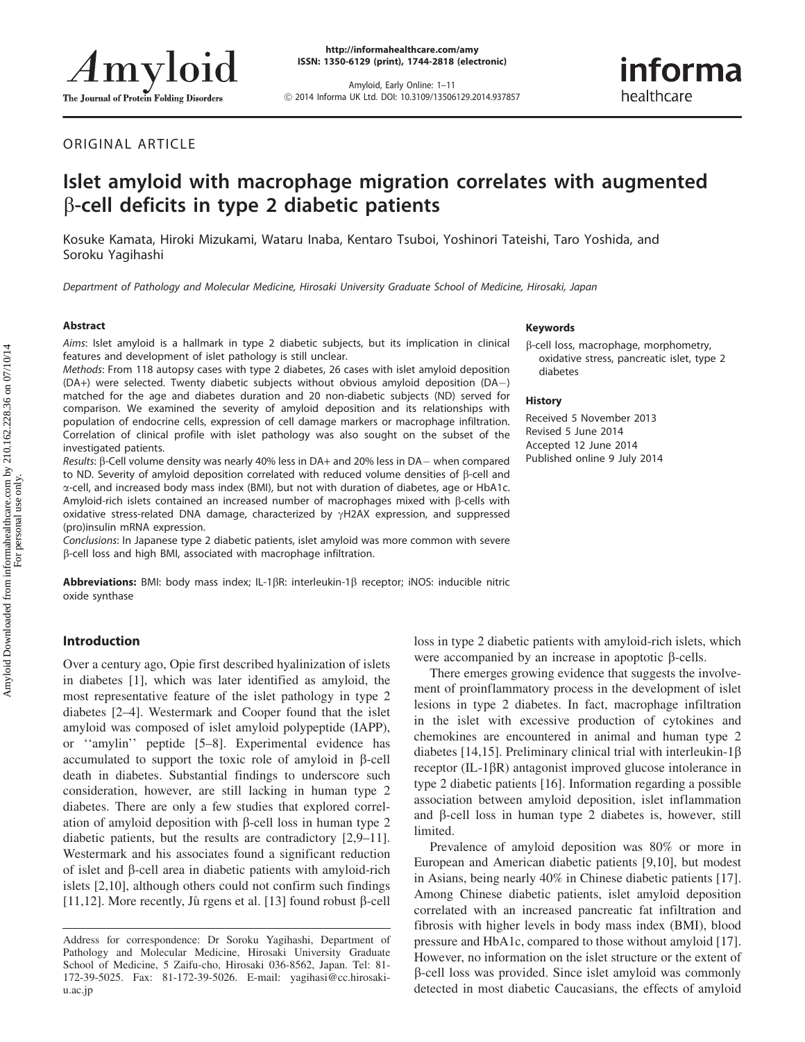ORIGINAL ARTICLE

# Islet amyloid with macrophage migration correlates with augmented β-cell deficits in type 2 diabetic patients

Kosuke Kamata, Hiroki Mizukami, Wataru Inaba, Kentaro Tsuboi, Yoshinori Tateishi, Taro Yoshida, and Soroku Yagihashi

*Department of Pathology and Molecular Medicine, Hirosaki University Graduate School of Medicine, Hirosaki, Japan*

### Abstract

*Aims*: Islet amyloid is a hallmark in type 2 diabetic subjects, but its implication in clinical features and development of islet pathology is still unclear.

*Methods*: From 118 autopsy cases with type 2 diabetes, 26 cases with islet amyloid deposition (DA+) were selected. Twenty diabetic subjects without obvious amyloid deposition (DA−) matched for the age and diabetes duration and 20 non-diabetic subjects (ND) served for comparison. We examined the severity of amyloid deposition and its relationships with population of endocrine cells, expression of cell damage markers or macrophage infiltration. Correlation of clinical profile with islet pathology was also sought on the subset of the investigated patients.

*Results*: β-Cell volume density was nearly 40% less in DA+ and 20% less in DA− when compared to ND. Severity of amyloid deposition correlated with reduced volume densities of β-cell and α-cell, and increased body mass index (BMI), but not with duration of diabetes, age or HbA1c. Amyloid-rich islets contained an increased number of macrophages mixed with β-cells with oxidative stress-related DNA damage, characterized by γH2AX expression, and suppressed (pro)insulin mRNA expression.

*Conclusions*: In Japanese type 2 diabetic patients, islet amyloid was more common with severe β-cell loss and high BMI, associated with macrophage infiltration.

### Keywords

β-cell loss, macrophage, morphometry, oxidative stress, pancreatic islet, type 2 diabetes

### History

Received 5 November 2013
Revised 5 June 2014
Accepted 12 June 2014
Published online 9 July 2014

**Abbreviations:** BMI: body mass index; IL-1βR: interleukin-1β receptor; iNOS: inducible nitric oxide synthase

## Introduction

Over a century ago, Opie first described hyalinization of islets in diabetes [1], which was later identified as amyloid, the most representative feature of the islet pathology in type 2 diabetes [2–4]. Westermark and Cooper found that the islet amyloid was composed of islet amyloid polypeptide (IAPP), or ''amylin'' peptide [5–8]. Experimental evidence has accumulated to support the toxic role of amyloid in β-cell death in diabetes. Substantial findings to underscore such consideration, however, are still lacking in human type 2 diabetes. There are only a few studies that explored correlation of amyloid deposition with β-cell loss in human type 2 diabetic patients, but the results are contradictory [2,9–11]. Westermark and his associates found a significant reduction of islet and β-cell area in diabetic patients with amyloid-rich islets [2,10], although others could not confirm such findings [11,12]. More recently, Jů rgens et al. [13] found robust β-cell loss in type 2 diabetic patients with amyloid-rich islets, which were accompanied by an increase in apoptotic β-cells.

There emerges growing evidence that suggests the involvement of proinflammatory process in the development of islet lesions in type 2 diabetes. In fact, macrophage infiltration in the islet with excessive production of cytokines and chemokines are encountered in animal and human type 2 diabetes [14,15]. Preliminary clinical trial with interleukin-1β receptor (IL-1βR) antagonist improved glucose intolerance in type 2 diabetic patients [16]. Information regarding a possible association between amyloid deposition, islet inflammation and β-cell loss in human type 2 diabetes is, however, still limited.

Prevalence of amyloid deposition was 80% or more in European and American diabetic patients [9,10], but modest in Asians, being nearly 40% in Chinese diabetic patients [17]. Among Chinese diabetic patients, islet amyloid deposition correlated with an increased pancreatic fat infiltration and fibrosis with higher levels in body mass index (BMI), blood pressure and HbA1c, compared to those without amyloid [17]. However, no information on the islet structure or the extent of β-cell loss was provided. Since islet amyloid was commonly detected in most diabetic Caucasians, the effects of amyloid

Address for correspondence: Dr Soroku Yagihashi, Department of Pathology and Molecular Medicine, Hirosaki University Graduate School of Medicine, 5 Zaifu-cho, Hirosaki 036-8562, Japan. Tel: 81-172-39-5025. Fax: 81-172-39-5026. E-mail: yagihasi@cc.hirosaki-u.ac.jp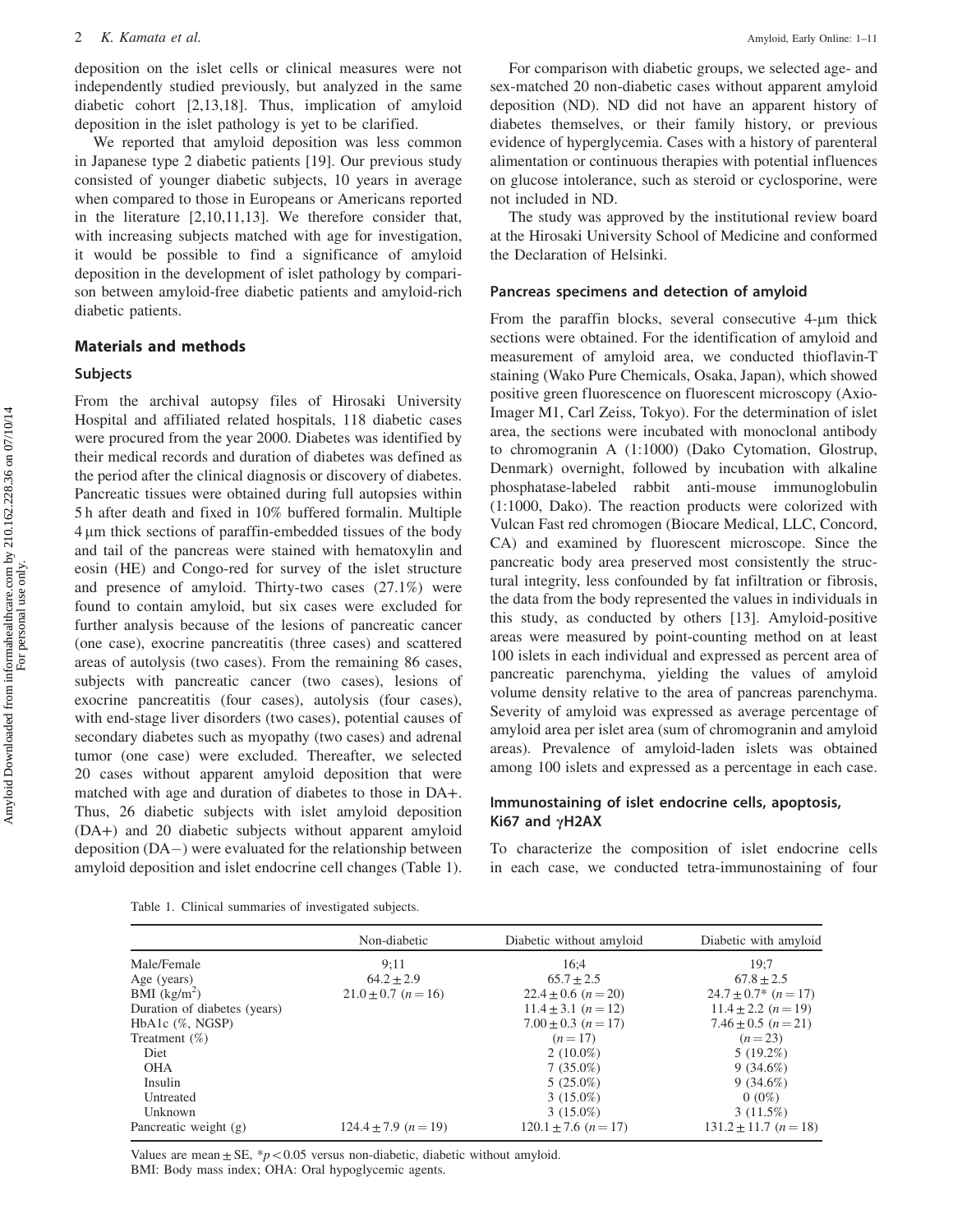deposition on the islet cells or clinical measures were not independently studied previously, but analyzed in the same diabetic cohort [2,13,18]. Thus, implication of amyloid deposition in the islet pathology is yet to be clarified.

We reported that amyloid deposition was less common in Japanese type 2 diabetic patients [19]. Our previous study consisted of younger diabetic subjects, 10 years in average when compared to those in Europeans or Americans reported in the literature [2,10,11,13]. We therefore consider that, with increasing subjects matched with age for investigation, it would be possible to find a significance of amyloid deposition in the development of islet pathology by comparison between amyloid-free diabetic patients and amyloid-rich diabetic patients.

## Materials and methods

### Subjects

From the archival autopsy files of Hirosaki University Hospital and affiliated related hospitals, 118 diabetic cases were procured from the year 2000. Diabetes was identified by their medical records and duration of diabetes was defined as the period after the clinical diagnosis or discovery of diabetes. Pancreatic tissues were obtained during full autopsies within 5 h after death and fixed in 10% buffered formalin. Multiple 4 μm thick sections of paraffin-embedded tissues of the body and tail of the pancreas were stained with hematoxylin and eosin (HE) and Congo-red for survey of the islet structure and presence of amyloid. Thirty-two cases (27.1%) were found to contain amyloid, but six cases were excluded for further analysis because of the lesions of pancreatic cancer (one case), exocrine pancreatitis (three cases) and scattered areas of autolysis (two cases). From the remaining 86 cases, subjects with pancreatic cancer (two cases), lesions of exocrine pancreatitis (four cases), autolysis (four cases), with end-stage liver disorders (two cases), potential causes of secondary diabetes such as myopathy (two cases) and adrenal tumor (one case) were excluded. Thereafter, we selected 20 cases without apparent amyloid deposition that were matched with age and duration of diabetes to those in DA+. Thus, 26 diabetic subjects with islet amyloid deposition (DA+) and 20 diabetic subjects without apparent amyloid deposition (DA−) were evaluated for the relationship between amyloid deposition and islet endocrine cell changes (Table 1).

For comparison with diabetic groups, we selected age- and sex-matched 20 non-diabetic cases without apparent amyloid deposition (ND). ND did not have an apparent history of diabetes themselves, or their family history, or previous evidence of hyperglycemia. Cases with a history of parenteral alimentation or continuous therapies with potential influences on glucose intolerance, such as steroid or cyclosporine, were not included in ND.

The study was approved by the institutional review board at the Hirosaki University School of Medicine and conformed the Declaration of Helsinki.

### Pancreas specimens and detection of amyloid

From the paraffin blocks, several consecutive 4-μm thick sections were obtained. For the identification of amyloid and measurement of amyloid area, we conducted thioflavin-T staining (Wako Pure Chemicals, Osaka, Japan), which showed positive green fluorescence on fluorescent microscopy (Axio-Imager M1, Carl Zeiss, Tokyo). For the determination of islet area, the sections were incubated with monoclonal antibody to chromogranin A (1:1000) (Dako Cytomation, Glostrup, Denmark) overnight, followed by incubation with alkaline phosphatase-labeled rabbit anti-mouse immunoglobulin (1:1000, Dako). The reaction products were colorized with Vulcan Fast red chromogen (Biocare Medical, LLC, Concord, CA) and examined by fluorescent microscope. Since the pancreatic body area preserved most consistently the structural integrity, less confounded by fat infiltration or fibrosis, the data from the body represented the values in individuals in this study, as conducted by others [13]. Amyloid-positive areas were measured by point-counting method on at least 100 islets in each individual and expressed as percent area of pancreatic parenchyma, yielding the values of amyloid volume density relative to the area of pancreas parenchyma. Severity of amyloid was expressed as average percentage of amyloid area per islet area (sum of chromogranin and amyloid areas). Prevalence of amyloid-laden islets was obtained among 100 islets and expressed as a percentage in each case.

### Immunostaining of islet endocrine cells, apoptosis, Ki67 and γH2AX

To characterize the composition of islet endocrine cells in each case, we conducted tetra-immunostaining of four

Table 1. Clinical summaries of investigated subjects.

| | Non-diabetic | Diabetic without amyloid | Diabetic with amyloid |
|---|---|---|---|
| Male/Female | 9;11 | 16;4 | 19;7 |
| Age (years) | 64.2 ± 2.9 | 65.7 ± 2.5 | 67.8 ± 2.5 |
| BMI (kg/m$^2$) | 21.0 ± 0.7 ($n$ = 16) | 22.4 ± 0.6 ($n$ = 20) | 24.7 ± 0.7* ($n$ = 17) |
| Duration of diabetes (years) | | 11.4 ± 3.1 ($n$ = 12) | 11.4 ± 2.2 ($n$ = 19) |
| HbA1c (%, NGSP) | | 7.00 ± 0.3 ($n$ = 17) | 7.46 ± 0.5 ($n$ = 21) |
| Treatment (%) | | ($n$ = 17) | ($n$ = 23) |
| Diet | | 2 (10.0%) | 5 (19.2%) |
| OHA | | 7 (35.0%) | 9 (34.6%) |
| Insulin | | 5 (25.0%) | 9 (34.6%) |
| Untreated | | 3 (15.0%) | 0 (0%) |
| Unknown | | 3 (15.0%) | 3 (11.5%) |
| Pancreatic weight (g) | 124.4 ± 7.9 ($n$ = 19) | 120.1 ± 7.6 ($n$ = 17) | 131.2 ± 11.7 ($n$ = 18) |

Values are mean ± SE, *$p < 0.05$ versus non-diabetic, diabetic without amyloid.
BMI: Body mass index; OHA: Oral hypoglycemic agents.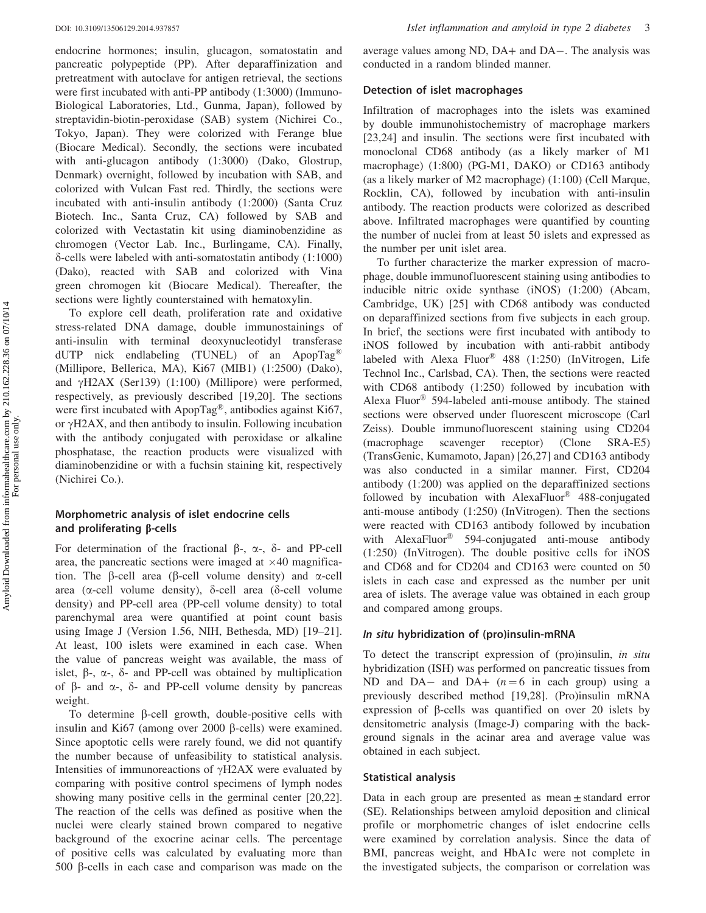endocrine hormones; insulin, glucagon, somatostatin and pancreatic polypeptide (PP). After deparaffinization and pretreatment with autoclave for antigen retrieval, the sections were first incubated with anti-PP antibody (1:3000) (Immuno-Biological Laboratories, Ltd., Gunma, Japan), followed by streptavidin-biotin-peroxidase (SAB) system (Nichirei Co., Tokyo, Japan). They were colorized with Ferange blue (Biocare Medical). Secondly, the sections were incubated with anti-glucagon antibody (1:3000) (Dako, Glostrup, Denmark) overnight, followed by incubation with SAB, and colorized with Vulcan Fast red. Thirdly, the sections were incubated with anti-insulin antibody (1:2000) (Santa Cruz Biotech. Inc., Santa Cruz, CA) followed by SAB and colorized with Vectastatin kit using diaminobenzidine as chromogen (Vector Lab. Inc., Burlingame, CA). Finally, δ-cells were labeled with anti-somatostatin antibody (1:1000) (Dako), reacted with SAB and colorized with Vina green chromogen kit (Biocare Medical). Thereafter, the sections were lightly counterstained with hematoxylin.

To explore cell death, proliferation rate and oxidative stress-related DNA damage, double immunostainings of anti-insulin with terminal deoxynucleotidyl transferase dUTP nick endlabeling (TUNEL) of an ApopTag® (Millipore, Bellerica, MA), Ki67 (MIB1) (1:2500) (Dako), and γH2AX (Ser139) (1:100) (Millipore) were performed, respectively, as previously described [19,20]. The sections were first incubated with ApopTag®, antibodies against Ki67, or γH2AX, and then antibody to insulin. Following incubation with the antibody conjugated with peroxidase or alkaline phosphatase, the reaction products were visualized with diaminobenzidine or with a fuchsin staining kit, respectively (Nichirei Co.).

### Morphometric analysis of islet endocrine cells and proliferating β-cells

For determination of the fractional β-, α-, δ- and PP-cell area, the pancreatic sections were imaged at ×40 magnification. The β-cell area (β-cell volume density) and α-cell area (α-cell volume density), δ-cell area (δ-cell volume density) and PP-cell area (PP-cell volume density) to total parenchymal area were quantified at point count basis using Image J (Version 1.56, NIH, Bethesda, MD) [19–21]. At least, 100 islets were examined in each case. When the value of pancreas weight was available, the mass of islet, β-, α-, δ- and PP-cell was obtained by multiplication of β- and α-, δ- and PP-cell volume density by pancreas weight.

To determine β-cell growth, double-positive cells with insulin and Ki67 (among over 2000 β-cells) were examined. Since apoptotic cells were rarely found, we did not quantify the number because of unfeasibility to statistical analysis. Intensities of immunoreactions of γH2AX were evaluated by comparing with positive control specimens of lymph nodes showing many positive cells in the germinal center [20,22]. The reaction of the cells was defined as positive when the nuclei were clearly stained brown compared to negative background of the exocrine acinar cells. The percentage of positive cells was calculated by evaluating more than 500 β-cells in each case and comparison was made on the average values among ND, DA+ and DA−. The analysis was conducted in a random blinded manner.

### Detection of islet macrophages

Infiltration of macrophages into the islets was examined by double immunohistochemistry of macrophage markers [23,24] and insulin. The sections were first incubated with monoclonal CD68 antibody (as a likely marker of M1 macrophage) (1:800) (PG-M1, DAKO) or CD163 antibody (as a likely marker of M2 macrophage) (1:100) (Cell Marque, Rocklin, CA), followed by incubation with anti-insulin antibody. The reaction products were colorized as described above. Infiltrated macrophages were quantified by counting the number of nuclei from at least 50 islets and expressed as the number per unit islet area.

To further characterize the marker expression of macrophage, double immunofluorescent staining using antibodies to inducible nitric oxide synthase (iNOS) (1:200) (Abcam, Cambridge, UK) [25] with CD68 antibody was conducted on deparaffinized sections from five subjects in each group. In brief, the sections were first incubated with antibody to iNOS followed by incubation with anti-rabbit antibody labeled with Alexa Fluor® 488 (1:250) (InVitrogen, Life Technol Inc., Carlsbad, CA). Then, the sections were reacted with CD68 antibody (1:250) followed by incubation with Alexa Fluor® 594-labeled anti-mouse antibody. The stained sections were observed under fluorescent microscope (Carl Zeiss). Double immunofluorescent staining using CD204 (macrophage scavenger receptor) (Clone SRA-E5) (TransGenic, Kumamoto, Japan) [26,27] and CD163 antibody was also conducted in a similar manner. First, CD204 antibody (1:200) was applied on the deparaffinized sections followed by incubation with AlexaFluor® 488-conjugated anti-mouse antibody (1:250) (InVitrogen). Then the sections were reacted with CD163 antibody followed by incubation with AlexaFluor® 594-conjugated anti-mouse antibody (1:250) (InVitrogen). The double positive cells for iNOS and CD68 and for CD204 and CD163 were counted on 50 islets in each case and expressed as the number per unit area of islets. The average value was obtained in each group and compared among groups.

### *In situ* hybridization of (pro)insulin-mRNA

To detect the transcript expression of (pro)insulin, *in situ* hybridization (ISH) was performed on pancreatic tissues from ND and DA− and DA+ ($n = 6$ in each group) using a previously described method [19,28]. (Pro)insulin mRNA expression of β-cells was quantified on over 20 islets by densitometric analysis (Image-J) comparing with the background signals in the acinar area and average value was obtained in each subject.

### Statistical analysis

Data in each group are presented as mean ± standard error (SE). Relationships between amyloid deposition and clinical profile or morphometric changes of islet endocrine cells were examined by correlation analysis. Since the data of BMI, pancreas weight, and HbA1c were not complete in the investigated subjects, the comparison or correlation was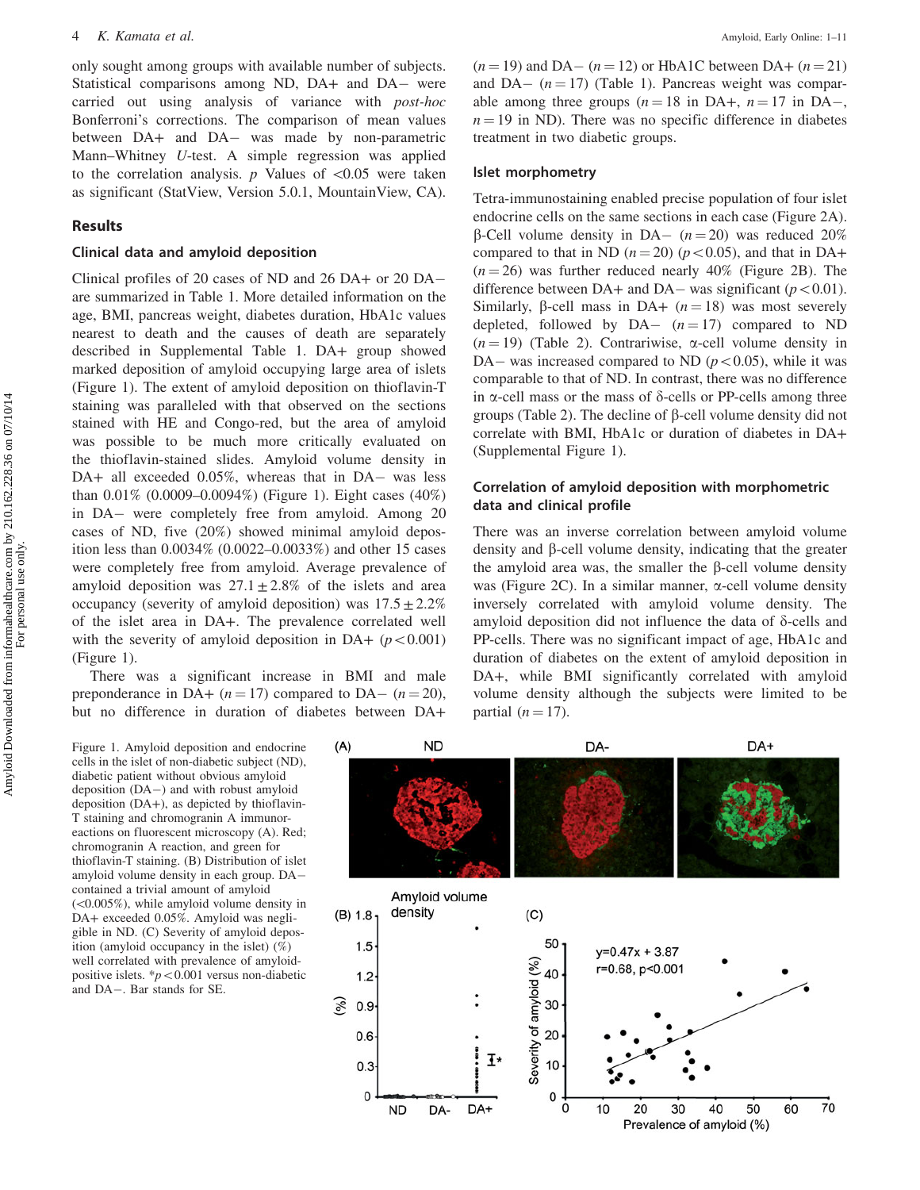only sought among groups with available number of subjects. Statistical comparisons among ND, DA+ and DA− were carried out using analysis of variance with *post-hoc* Bonferroni's corrections. The comparison of mean values between DA+ and DA− was made by non-parametric Mann–Whitney *U*-test. A simple regression was applied to the correlation analysis. *p* Values of <0.05 were taken as significant (StatView, Version 5.0.1, MountainView, CA).

## Results

### Clinical data and amyloid deposition

Clinical profiles of 20 cases of ND and 26 DA+ or 20 DA− are summarized in Table 1. More detailed information on the age, BMI, pancreas weight, diabetes duration, HbA1c values nearest to death and the causes of death are separately described in Supplemental Table 1. DA+ group showed marked deposition of amyloid occupying large area of islets (Figure 1). The extent of amyloid deposition on thioflavin-T staining was paralleled with that observed on the sections stained with HE and Congo-red, but the area of amyloid was possible to be much more critically evaluated on the thioflavin-stained slides. Amyloid volume density in DA+ all exceeded 0.05%, whereas that in DA− was less than 0.01% (0.0009–0.0094%) (Figure 1). Eight cases (40%) in DA− were completely free from amyloid. Among 20 cases of ND, five (20%) showed minimal amyloid deposition less than 0.0034% (0.0022–0.0033%) and other 15 cases were completely free from amyloid. Average prevalence of amyloid deposition was 27.1 ± 2.8% of the islets and area occupancy (severity of amyloid deposition) was 17.5 ± 2.2% of the islet area in DA+. The prevalence correlated well with the severity of amyloid deposition in DA+ ($p < 0.001$) (Figure 1).

There was a significant increase in BMI and male preponderance in DA+ ($n = 17$) compared to DA− ($n = 20$), but no difference in duration of diabetes between DA+ ($n = 19$) and DA− ($n = 12$) or HbA1C between DA+ ($n = 21$) and DA− ($n = 17$) (Table 1). Pancreas weight was comparable among three groups ($n = 18$ in DA+, $n = 17$ in DA−, $n = 19$ in ND). There was no specific difference in diabetes treatment in two diabetic groups.

### Islet morphometry

Tetra-immunostaining enabled precise population of four islet endocrine cells on the same sections in each case (Figure 2A). β-Cell volume density in DA− ($n = 20$) was reduced 20% compared to that in ND ($n = 20$) ($p < 0.05$), and that in DA+ ($n = 26$) was further reduced nearly 40% (Figure 2B). The difference between DA+ and DA− was significant ($p < 0.01$). Similarly, β-cell mass in DA+ ($n = 18$) was most severely depleted, followed by DA− ($n = 17$) compared to ND ($n = 19$) (Table 2). Contrariwise, α-cell volume density in DA− was increased compared to ND ($p < 0.05$), while it was comparable to that of ND. In contrast, there was no difference in α-cell mass or the mass of δ-cells or PP-cells among three groups (Table 2). The decline of β-cell volume density did not correlate with BMI, HbA1c or duration of diabetes in DA+ (Supplemental Figure 1).

### Correlation of amyloid deposition with morphometric data and clinical profile

There was an inverse correlation between amyloid volume density and β-cell volume density, indicating that the greater the amyloid area was, the smaller the β-cell volume density was (Figure 2C). In a similar manner, α-cell volume density inversely correlated with amyloid volume density. The amyloid deposition did not influence the data of δ-cells and PP-cells. There was no significant impact of age, HbA1c and duration of diabetes on the extent of amyloid deposition in DA+, while BMI significantly correlated with amyloid volume density although the subjects were limited to be partial ($n = 17$).

Figure 1. Amyloid deposition and endocrine cells in the islet of non-diabetic subject (ND), diabetic patient without obvious amyloid deposition (DA−) and with robust amyloid deposition (DA+), as depicted by thioflavin-T staining and chromogranin A immunoreactions on fluorescent microscopy (A). Red; chromogranin A reaction, and green for thioflavin-T staining. (B) Distribution of islet amyloid volume density in each group. DA− contained a trivial amount of amyloid (<0.005%), while amyloid volume density in DA+ exceeded 0.05%. Amyloid was negligible in ND. (C) Severity of amyloid deposition (amyloid occupancy in the islet) (%) well correlated with prevalence of amyloid-positive islets. *$p < 0.001$ versus non-diabetic and DA−. Bar stands for SE.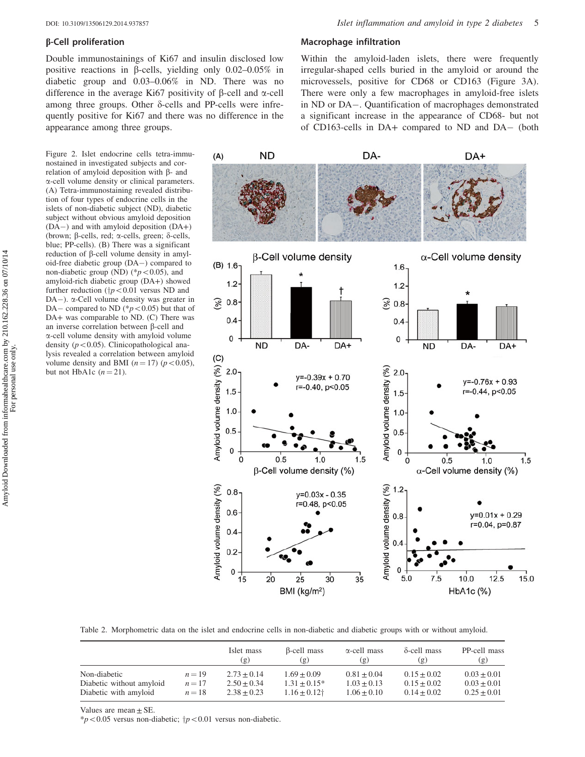## β-Cell proliferation

Double immunostainings of Ki67 and insulin disclosed low positive reactions in β-cells, yielding only 0.02–0.05% in diabetic group and 0.03–0.06% in ND. There was no difference in the average Ki67 positivity of β-cell and α-cell among three groups. Other δ-cells and PP-cells were infrequently positive for Ki67 and there was no difference in the appearance among three groups.

## Macrophage infiltration

Within the amyloid-laden islets, there were frequently irregular-shaped cells buried in the amyloid or around the microvessels, positive for CD68 or CD163 (Figure 3A). There were only a few macrophages in amyloid-free islets in ND or DA−. Quantification of macrophages demonstrated a significant increase in the appearance of CD68- but not of CD163-cells in DA+ compared to ND and DA− (both

Figure 2. Islet endocrine cells tetra-immunostained in investigated subjects and correlation of amyloid deposition with β- and α-cell volume density or clinical parameters. (A) Tetra-immunostaining revealed distribution of four types of endocrine cells in the islets of non-diabetic subject (ND), diabetic subject without obvious amyloid deposition (DA−) and with amyloid deposition (DA+) (brown; β-cells, red; α-cells, green; δ-cells, blue; PP-cells). (B) There was a significant reduction of β-cell volume density in amyloid-free diabetic group (DA−) compared to non-diabetic group (ND) (*$p<0.05$), and amyloid-rich diabetic group (DA+) showed further reduction (†$p<0.01$ versus ND and DA−). α-Cell volume density was greater in DA− compared to ND (*$p<0.05$) but that of DA+ was comparable to ND. (C) There was an inverse correlation between β-cell and α-cell volume density with amyloid volume density ($p<0.05$). Clinicopathological analysis revealed a correlation between amyloid volume density and BMI ($n=17$) ($p<0.05$), but not HbA1c ($n=21$).

Table 2. Morphometric data on the islet and endocrine cells in non-diabetic and diabetic groups with or without amyloid.

| | | Islet mass (g) | β-cell mass (g) | α-cell mass (g) | δ-cell mass (g) | PP-cell mass (g) |
|---|---|---|---|---|---|---|
| Non-diabetic | $n=19$ | 2.73 ± 0.14 | 1.69 ± 0.09 | 0.81 ± 0.04 | 0.15 ± 0.02 | 0.03 ± 0.01 |
| Diabetic without amyloid | $n=17$ | 2.50 ± 0.34 | 1.31 ± 0.15* | 1.03 ± 0.13 | 0.15 ± 0.02 | 0.03 ± 0.01 |
| Diabetic with amyloid | $n=18$ | 2.38 ± 0.23 | 1.16 ± 0.12† | 1.06 ± 0.10 | 0.14 ± 0.02 | 0.25 ± 0.01 |

Values are mean ± SE.
*$p<0.05$ versus non-diabetic; †$p<0.01$ versus non-diabetic.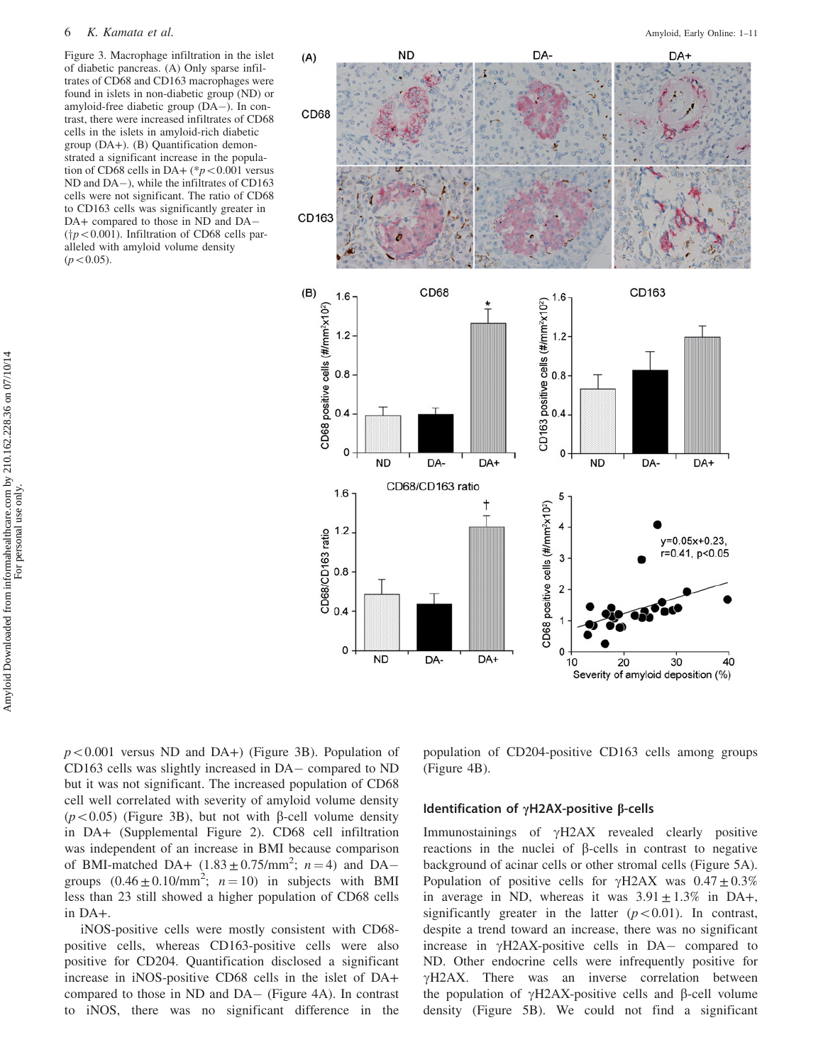Figure 3. Macrophage infiltration in the islet of diabetic pancreas. (A) Only sparse infiltrates of CD68 and CD163 macrophages were found in islets in non-diabetic group (ND) or amyloid-free diabetic group (DA−). In contrast, there were increased infiltrates of CD68 cells in the islets in amyloid-rich diabetic group (DA+). (B) Quantification demonstrated a significant increase in the population of CD68 cells in DA+ (\*$p < 0.001$ versus ND and DA−), while the infiltrates of CD163 cells were not significant. The ratio of CD68 to CD163 cells was significantly greater in DA+ compared to those in ND and DA− (†$p < 0.001$). Infiltration of CD68 cells paralleled with amyloid volume density ($p < 0.05$).

$p < 0.001$ versus ND and DA+) (Figure 3B). Population of CD163 cells was slightly increased in DA− compared to ND but it was not significant. The increased population of CD68 cell well correlated with severity of amyloid volume density ($p < 0.05$) (Figure 3B), but not with β-cell volume density in DA+ (Supplemental Figure 2). CD68 cell infiltration was independent of an increase in BMI because comparison of BMI-matched DA+ ($1.83 \pm 0.75/\text{mm}^2$; $n = 4$) and DA− groups ($0.46 \pm 0.10/\text{mm}^2$; $n = 10$) in subjects with BMI less than 23 still showed a higher population of CD68 cells in DA+.

iNOS-positive cells were mostly consistent with CD68-positive cells, whereas CD163-positive cells were also positive for CD204. Quantification disclosed a significant increase in iNOS-positive CD68 cells in the islet of DA+ compared to those in ND and DA− (Figure 4A). In contrast to iNOS, there was no significant difference in the population of CD204-positive CD163 cells among groups (Figure 4B).

### Identification of γH2AX-positive β-cells

Immunostainings of γH2AX revealed clearly positive reactions in the nuclei of β-cells in contrast to negative background of acinar cells or other stromal cells (Figure 5A). Population of positive cells for γH2AX was $0.47 \pm 0.3\%$ in average in ND, whereas it was $3.91 \pm 1.3\%$ in DA+, significantly greater in the latter ($p < 0.01$). In contrast, despite a trend toward an increase, there was no significant increase in γH2AX-positive cells in DA− compared to ND. Other endocrine cells were infrequently positive for γH2AX. There was an inverse correlation between the population of γH2AX-positive cells and β-cell volume density (Figure 5B). We could not find a significant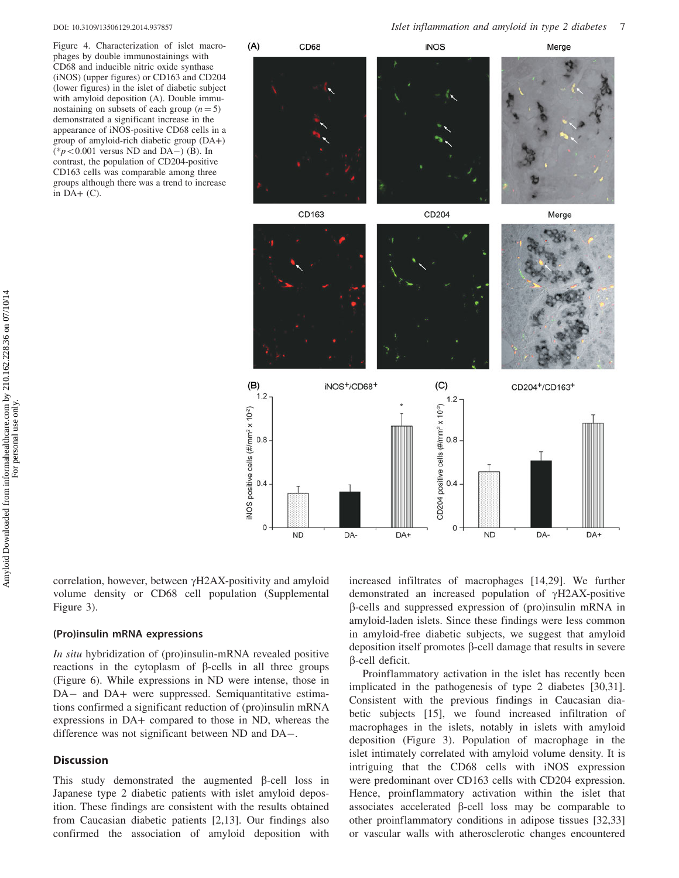Figure 4. Characterization of islet macrophages by double immunostainings with CD68 and inducible nitric oxide synthase (iNOS) (upper figures) or CD163 and CD204 (lower figures) in the islet of diabetic subject with amyloid deposition (A). Double immunostaining on subsets of each group ($n = 5$) demonstrated a significant increase in the appearance of iNOS-positive CD68 cells in a group of amyloid-rich diabetic group (DA+) (*$p < 0.001$ versus ND and DA−) (B). In contrast, the population of CD204-positive CD163 cells was comparable among three groups although there was a trend to increase in DA+ (C).

correlation, however, between γH2AX-positivity and amyloid volume density or CD68 cell population (Supplemental Figure 3).

### (Pro)insulin mRNA expressions

*In situ* hybridization of (pro)insulin-mRNA revealed positive reactions in the cytoplasm of β-cells in all three groups (Figure 6). While expressions in ND were intense, those in DA− and DA+ were suppressed. Semiquantitative estimations confirmed a significant reduction of (pro)insulin mRNA expressions in DA+ compared to those in ND, whereas the difference was not significant between ND and DA−.

## Discussion

This study demonstrated the augmented β-cell loss in Japanese type 2 diabetic patients with islet amyloid deposition. These findings are consistent with the results obtained from Caucasian diabetic patients [2,13]. Our findings also confirmed the association of amyloid deposition with increased infiltrates of macrophages [14,29]. We further demonstrated an increased population of γH2AX-positive β-cells and suppressed expression of (pro)insulin mRNA in amyloid-laden islets. Since these findings were less common in amyloid-free diabetic subjects, we suggest that amyloid deposition itself promotes β-cell damage that results in severe β-cell deficit.

Proinflammatory activation in the islet has recently been implicated in the pathogenesis of type 2 diabetes [30,31]. Consistent with the previous findings in Caucasian diabetic subjects [15], we found increased infiltration of macrophages in the islets, notably in islets with amyloid deposition (Figure 3). Population of macrophage in the islet intimately correlated with amyloid volume density. It is intriguing that the CD68 cells with iNOS expression were predominant over CD163 cells with CD204 expression. Hence, proinflammatory activation within the islet that associates accelerated β-cell loss may be comparable to other proinflammatory conditions in adipose tissues [32,33] or vascular walls with atherosclerotic changes encountered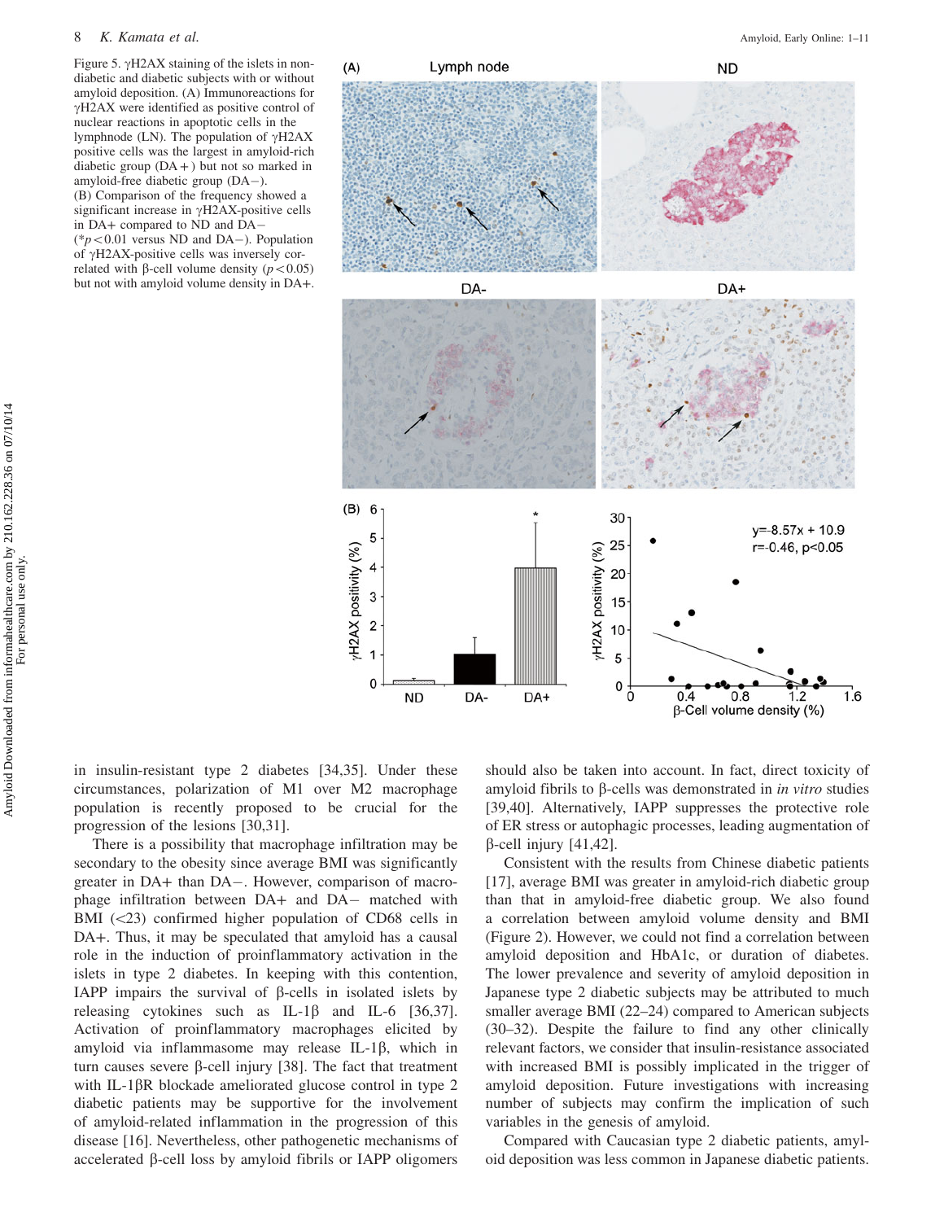Figure 5. γH2AX staining of the islets in non-diabetic and diabetic subjects with or without amyloid deposition. (A) Immunoreactions for γH2AX were identified as positive control of nuclear reactions in apoptotic cells in the lymphnode (LN). The population of γH2AX positive cells was the largest in amyloid-rich diabetic group (DA+) but not so marked in amyloid-free diabetic group (DA−). (B) Comparison of the frequency showed a significant increase in γH2AX-positive cells in DA+ compared to ND and DA− (\*$p<0.01$ versus ND and DA−). Population of γH2AX-positive cells was inversely correlated with β-cell volume density ($p<0.05$) but not with amyloid volume density in DA+.

in insulin-resistant type 2 diabetes [34,35]. Under these circumstances, polarization of M1 over M2 macrophage population is recently proposed to be crucial for the progression of the lesions [30,31].

There is a possibility that macrophage infiltration may be secondary to the obesity since average BMI was significantly greater in DA+ than DA−. However, comparison of macrophage infiltration between DA+ and DA− matched with BMI (<23) confirmed higher population of CD68 cells in DA+. Thus, it may be speculated that amyloid has a causal role in the induction of proinflammatory activation in the islets in type 2 diabetes. In keeping with this contention, IAPP impairs the survival of β-cells in isolated islets by releasing cytokines such as IL-1β and IL-6 [36,37]. Activation of proinflammatory macrophages elicited by amyloid via inflammasome may release IL-1β, which in turn causes severe β-cell injury [38]. The fact that treatment with IL-1βR blockade ameliorated glucose control in type 2 diabetic patients may be supportive for the involvement of amyloid-related inflammation in the progression of this disease [16]. Nevertheless, other pathogenetic mechanisms of accelerated β-cell loss by amyloid fibrils or IAPP oligomers should also be taken into account. In fact, direct toxicity of amyloid fibrils to β-cells was demonstrated in *in vitro* studies [39,40]. Alternatively, IAPP suppresses the protective role of ER stress or autophagic processes, leading augmentation of β-cell injury [41,42].

Consistent with the results from Chinese diabetic patients [17], average BMI was greater in amyloid-rich diabetic group than that in amyloid-free diabetic group. We also found a correlation between amyloid volume density and BMI (Figure 2). However, we could not find a correlation between amyloid deposition and HbA1c, or duration of diabetes. The lower prevalence and severity of amyloid deposition in Japanese type 2 diabetic subjects may be attributed to much smaller average BMI (22–24) compared to American subjects (30–32). Despite the failure to find any other clinically relevant factors, we consider that insulin-resistance associated with increased BMI is possibly implicated in the trigger of amyloid deposition. Future investigations with increasing number of subjects may confirm the implication of such variables in the genesis of amyloid.

Compared with Caucasian type 2 diabetic patients, amyloid deposition was less common in Japanese diabetic patients.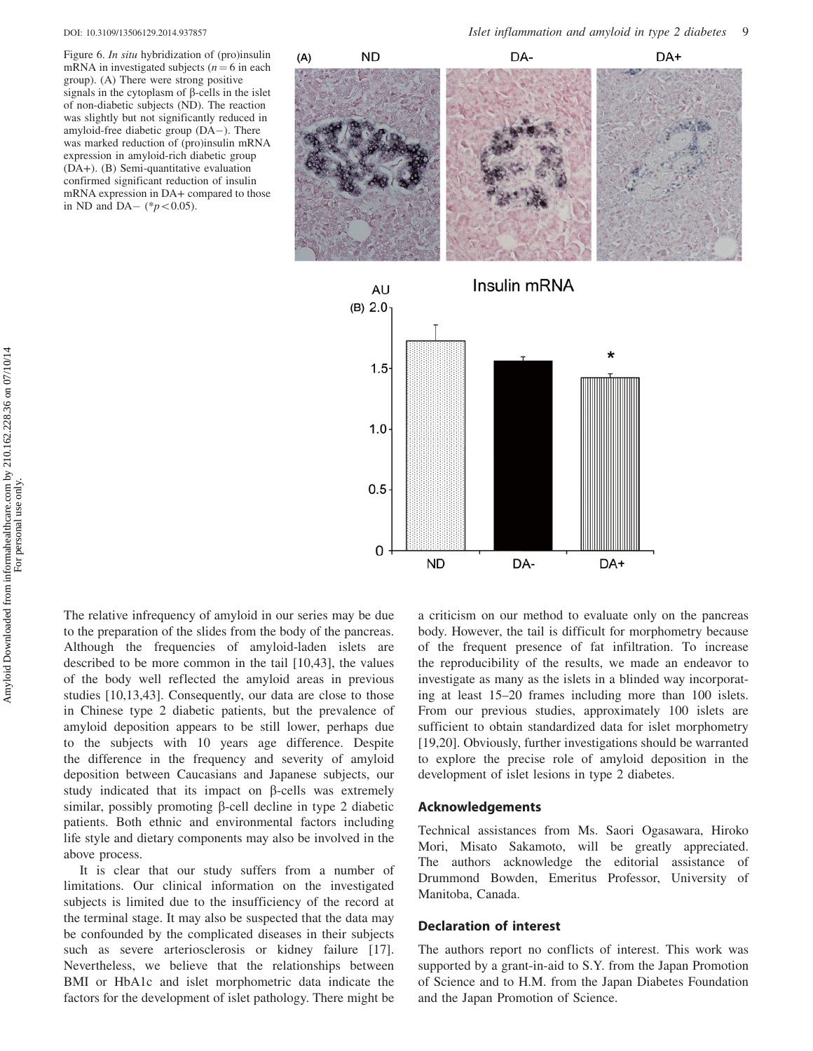Figure 6. *In situ* hybridization of (pro)insulin mRNA in investigated subjects ($n = 6$ in each group). (A) There were strong positive signals in the cytoplasm of β-cells in the islet of non-diabetic subjects (ND). The reaction was slightly but not significantly reduced in amyloid-free diabetic group (DA−). There was marked reduction of (pro)insulin mRNA expression in amyloid-rich diabetic group (DA+). (B) Semi-quantitative evaluation confirmed significant reduction of insulin mRNA expression in DA+ compared to those in ND and DA− (*$p < 0.05$).

The relative infrequency of amyloid in our series may be due to the preparation of the slides from the body of the pancreas. Although the frequencies of amyloid-laden islets are described to be more common in the tail [10,43], the values of the body well reflected the amyloid areas in previous studies [10,13,43]. Consequently, our data are close to those in Chinese type 2 diabetic patients, but the prevalence of amyloid deposition appears to be still lower, perhaps due to the subjects with 10 years age difference. Despite the difference in the frequency and severity of amyloid deposition between Caucasians and Japanese subjects, our study indicated that its impact on β-cells was extremely similar, possibly promoting β-cell decline in type 2 diabetic patients. Both ethnic and environmental factors including life style and dietary components may also be involved in the above process.

It is clear that our study suffers from a number of limitations. Our clinical information on the investigated subjects is limited due to the insufficiency of the record at the terminal stage. It may also be suspected that the data may be confounded by the complicated diseases in their subjects such as severe arteriosclerosis or kidney failure [17]. Nevertheless, we believe that the relationships between BMI or HbA1c and islet morphometric data indicate the factors for the development of islet pathology. There might be a criticism on our method to evaluate only on the pancreas body. However, the tail is difficult for morphometry because of the frequent presence of fat infiltration. To increase the reproducibility of the results, we made an endeavor to investigate as many as the islets in a blinded way incorporating at least 15–20 frames including more than 100 islets. From our previous studies, approximately 100 islets are sufficient to obtain standardized data for islet morphometry [19,20]. Obviously, further investigations should be warranted to explore the precise role of amyloid deposition in the development of islet lesions in type 2 diabetes.

## Acknowledgements

Technical assistances from Ms. Saori Ogasawara, Hiroko Mori, Misato Sakamoto, will be greatly appreciated. The authors acknowledge the editorial assistance of Drummond Bowden, Emeritus Professor, University of Manitoba, Canada.

## Declaration of interest

The authors report no conflicts of interest. This work was supported by a grant-in-aid to S.Y. from the Japan Promotion of Science and to H.M. from the Japan Diabetes Foundation and the Japan Promotion of Science.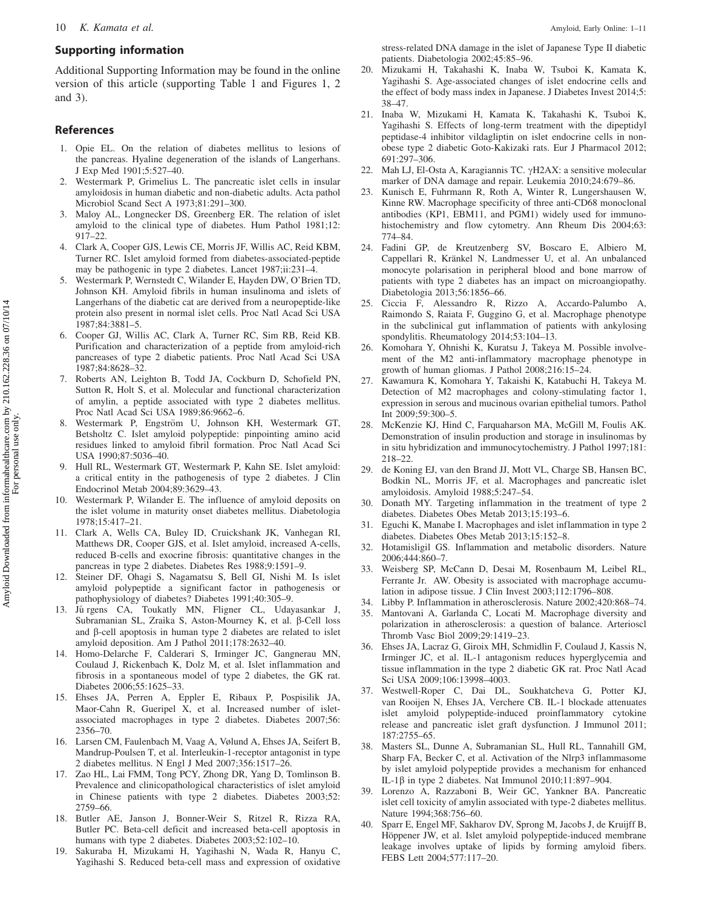## Supporting information

Additional Supporting Information may be found in the online version of this article (supporting Table 1 and Figures 1, 2 and 3).

## References

1. Opie EL. On the relation of diabetes mellitus to lesions of the pancreas. Hyaline degeneration of the islands of Langerhans. J Exp Med 1901;5:527–40.
2. Westermark P, Grimelius L. The pancreatic islet cells in insular amyloidosis in human diabetic and non-diabetic adults. Acta pathol Microbiol Scand Sect A 1973;81:291–300.
3. Maloy AL, Longnecker DS, Greenberg ER. The relation of islet amyloid to the clinical type of diabetes. Hum Pathol 1981;12: 917–22.
4. Clark A, Cooper GJS, Lewis CE, Morris JF, Willis AC, Reid KBM, Turner RC. Islet amyloid formed from diabetes-associated-peptide may be pathogenic in type 2 diabetes. Lancet 1987;ii:231–4.
5. Westermark P, Wernstedt C, Wilander E, Hayden DW, O'Brien TD, Johnson KH. Amyloid fibrils in human insulinoma and islets of Langerhans of the diabetic cat are derived from a neuropeptide-like protein also present in normal islet cells. Proc Natl Acad Sci USA 1987;84:3881–5.
6. Cooper GJ, Willis AC, Clark A, Turner RC, Sim RB, Reid KB. Purification and characterization of a peptide from amyloid-rich pancreases of type 2 diabetic patients. Proc Natl Acad Sci USA 1987;84:8628–32.
7. Roberts AN, Leighton B, Todd JA, Cockburn D, Schofield PN, Sutton R, Holt S, et al. Molecular and functional characterization of amylin, a peptide associated with type 2 diabetes mellitus. Proc Natl Acad Sci USA 1989;86:9662–6.
8. Westermark P, Engström U, Johnson KH, Westermark GT, Betsholtz C. Islet amyloid polypeptide: pinpointing amino acid residues linked to amyloid fibril formation. Proc Natl Acad Sci USA 1990;87:5036–40.
9. Hull RL, Westermark GT, Westermark P, Kahn SE. Islet amyloid: a critical entity in the pathogenesis of type 2 diabetes. J Clin Endocrinol Metab 2004;89:3629–43.
10. Westermark P, Wilander E. The influence of amyloid deposits on the islet volume in maturity onset diabetes mellitus. Diabetologia 1978;15:417–21.
11. Clark A, Wells CA, Buley ID, Cruickshank JK, Vanhegan RI, Matthews DR, Cooper GJS, et al. Islet amyloid, increased A-cells, reduced B-cells and exocrine fibrosis: quantitative changes in the pancreas in type 2 diabetes. Diabetes Res 1988;9:1591–9.
12. Steiner DF, Ohagi S, Nagamatsu S, Bell GI, Nishi M. Is islet amyloid polypeptide a significant factor in pathogenesis or pathophysiology of diabetes? Diabetes 1991;40:305–9.
13. Jürgens CA, Toukatly MN, Fligner CL, Udayasankar J, Subramanian SL, Zraika S, Aston-Mourney K, et al. β-Cell loss and β-cell apoptosis in human type 2 diabetes are related to islet amyloid deposition. Am J Pathol 2011;178:2632–40.
14. Homo-Delarche F, Calderari S, Irminger JC, Gangnerau MN, Coulaud J, Rickenbach K, Dolz M, et al. Islet inflammation and fibrosis in a spontaneous model of type 2 diabetes, the GK rat. Diabetes 2006;55:1625–33.
15. Ehses JA, Perren A, Eppler E, Ribaux P, Pospisilik JA, Maor-Cahn R, Gueripel X, et al. Increased number of islet-associated macrophages in type 2 diabetes. Diabetes 2007;56: 2356–70.
16. Larsen CM, Faulenbach M, Vaag A, Vølund A, Ehses JA, Seifert B, Mandrup-Poulsen T, et al. Interleukin-1-receptor antagonist in type 2 diabetes mellitus. N Engl J Med 2007;356:1517–26.
17. Zao HL, Lai FMM, Tong PCY, Zhong DR, Yang D, Tomlinson B. Prevalence and clinicopathological characteristics of islet amyloid in Chinese patients with type 2 diabetes. Diabetes 2003;52: 2759–66.
18. Butler AE, Janson J, Bonner-Weir S, Ritzel R, Rizza RA, Butler PC. Beta-cell deficit and increased beta-cell apoptosis in humans with type 2 diabetes. Diabetes 2003;52:102–10.
19. Sakuraba H, Mizukami H, Yagihashi N, Wada R, Hanyu C, Yagihashi S. Reduced beta-cell mass and expression of oxidative stress-related DNA damage in the islet of Japanese Type II diabetic patients. Diabetologia 2002;45:85–96.
20. Mizukami H, Takahashi K, Inaba W, Tsuboi K, Kamata K, Yagihashi S. Age-associated changes of islet endocrine cells and the effect of body mass index in Japanese. J Diabetes Invest 2014;5: 38–47.
21. Inaba W, Mizukami H, Kamata K, Takahashi K, Tsuboi K, Yagihashi S. Effects of long-term treatment with the dipeptidyl peptidase-4 inhibitor vildagliptin on islet endocrine cells in non-obese type 2 diabetic Goto-Kakizaki rats. Eur J Pharmacol 2012; 691:297–306.
22. Mah LJ, El-Osta A, Karagiannis TC. γH2AX: a sensitive molecular marker of DNA damage and repair. Leukemia 2010;24:679–86.
23. Kunisch E, Fuhrmann R, Roth A, Winter R, Lungershausen W, Kinne RW. Macrophage specificity of three anti-CD68 monoclonal antibodies (KP1, EBM11, and PGM1) widely used for immunohistochemistry and flow cytometry. Ann Rheum Dis 2004;63: 774–84.
24. Fadini GP, de Kreutzenberg SV, Boscaro E, Albiero M, Cappellari R, Kränkel N, Landmesser U, et al. An unbalanced monocyte polarisation in peripheral blood and bone marrow of patients with type 2 diabetes has an impact on microangiopathy. Diabetologia 2013;56:1856–66.
25. Ciccia F, Alessandro R, Rizzo A, Accardo-Palumbo A, Raimondo S, Raiata F, Guggino G, et al. Macrophage phenotype in the subclinical gut inflammation of patients with ankylosing spondylitis. Rheumatology 2014;53:104–13.
26. Komohara Y, Ohnishi K, Kuratsu J, Takeya M. Possible involvement of the M2 anti-inflammatory macrophage phenotype in growth of human gliomas. J Pathol 2008;216:15–24.
27. Kawamura K, Komohara Y, Takaishi K, Katabuchi H, Takeya M. Detection of M2 macrophages and colony-stimulating factor 1, expression in serous and mucinous ovarian epithelial tumors. Pathol Int 2009;59:300–5.
28. McKenzie KJ, Hind C, Farquaharson MA, McGill M, Foulis AK. Demonstration of insulin production and storage in insulinomas by in situ hybridization and immunocytochemistry. J Pathol 1997;181: 218–22.
29. de Koning EJ, van den Brand JJ, Mott VL, Charge SB, Hansen BC, Bodkin NL, Morris JF, et al. Macrophages and pancreatic islet amyloidosis. Amyloid 1988;5:247–54.
30. Donath MY. Targeting inflammation in the treatment of type 2 diabetes. Diabetes Obes Metab 2013;15:193–6.
31. Eguchi K, Manabe I. Macrophages and islet inflammation in type 2 diabetes. Diabetes Obes Metab 2013;15:152–8.
32. Hotamisligil GS. Inflammation and metabolic disorders. Nature 2006;444:860–7.
33. Weisberg SP, McCann D, Desai M, Rosenbaum M, Leibel RL, Ferrante Jr. AW. Obesity is associated with macrophage accumulation in adipose tissue. J Clin Invest 2003;112:1796–808.
34. Libby P. Inflammation in atherosclerosis. Nature 2002;420:868–74.
35. Mantovani A, Garlanda C, Locati M. Macrophage diversity and polarization in atherosclerosis: a question of balance. Arterioscl Thromb Vasc Biol 2009;29:1419–23.
36. Ehses JA, Lacraz G, Giroix MH, Schmidlin F, Coulaud J, Kassis N, Irminger JC, et al. IL-1 antagonism reduces hyperglycemia and tissue inflammation in the type 2 diabetic GK rat. Proc Natl Acad Sci USA 2009;106:13998–4003.
37. Westwell-Roper C, Dai DL, Soukhatcheva G, Potter KJ, van Rooijen N, Ehses JA, Verchere CB. IL-1 blockade attenuates islet amyloid polypeptide-induced proinflammatory cytokine release and pancreatic islet graft dysfunction. J Immunol 2011; 187:2755–65.
38. Masters SL, Dunne A, Subramanian SL, Hull RL, Tannahill GM, Sharp FA, Becker C, et al. Activation of the Nlrp3 inflammasome by islet amyloid polypeptide provides a mechanism for enhanced IL-1β in type 2 diabetes. Nat Immunol 2010;11:897–904.
39. Lorenzo A, Razzaboni B, Weir GC, Yankner BA. Pancreatic islet cell toxicity of amylin associated with type-2 diabetes mellitus. Nature 1994;368:756–60.
40. Sparr E, Engel MF, Sakharov DV, Sprong M, Jacobs J, de Kruijff B, Höppener JW, et al. Islet amyloid polypeptide-induced membrane leakage involves uptake of lipids by forming amyloid fibers. FEBS Lett 2004;577:117–20.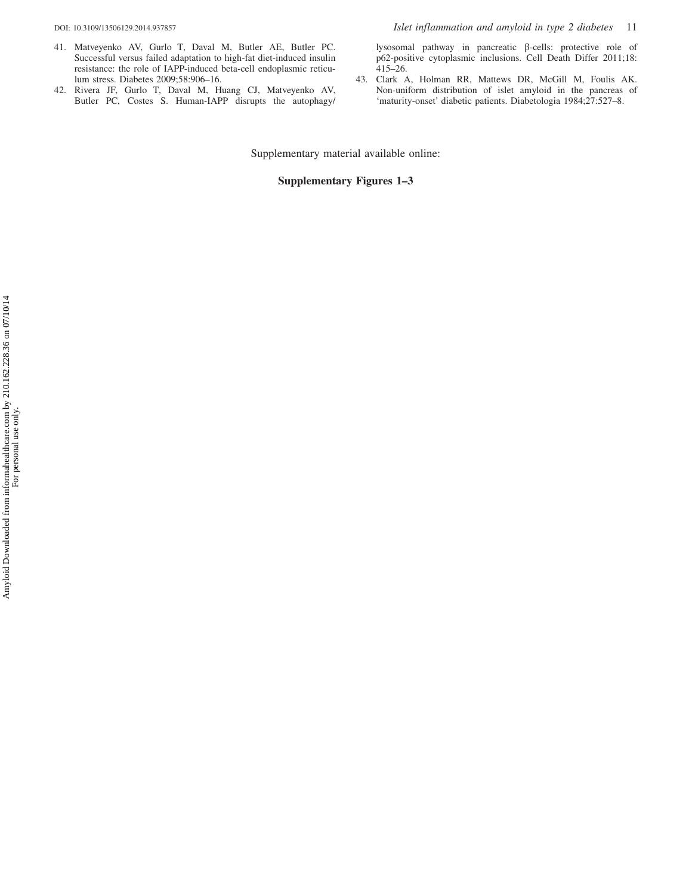41. Matveyenko AV, Gurlo T, Daval M, Butler AE, Butler PC. Successful versus failed adaptation to high-fat diet-induced insulin resistance: the role of IAPP-induced beta-cell endoplasmic reticulum stress. Diabetes 2009;58:906–16.
42. Rivera JF, Gurlo T, Daval M, Huang CJ, Matveyenko AV, Butler PC, Costes S. Human-IAPP disrupts the autophagy/lysosomal pathway in pancreatic β-cells: protective role of p62-positive cytoplasmic inclusions. Cell Death Differ 2011;18: 415–26.
43. Clark A, Holman RR, Mattews DR, McGill M, Foulis AK. Non-uniform distribution of islet amyloid in the pancreas of 'maturity-onset' diabetic patients. Diabetologia 1984;27:527–8.

Supplementary material available online:

**Supplementary Figures 1–3**